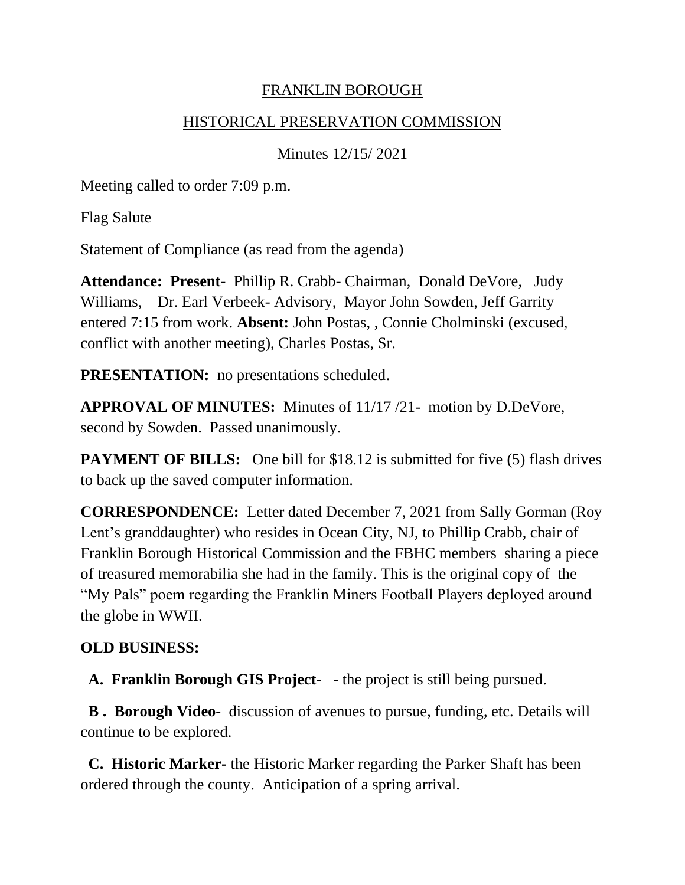# FRANKLIN BOROUGH

## HISTORICAL PRESERVATION COMMISSION

Minutes 12/15/ 2021

Meeting called to order 7:09 p.m.

Flag Salute

Statement of Compliance (as read from the agenda)

**Attendance: Present**- Phillip R. Crabb- Chairman, Donald DeVore, Judy Williams, Dr. Earl Verbeek- Advisory, Mayor John Sowden, Jeff Garrity entered 7:15 from work. **Absent:** John Postas, , Connie Cholminski (excused, conflict with another meeting), Charles Postas, Sr.

**PRESENTATION:** no presentations scheduled.

**APPROVAL OF MINUTES:** Minutes of 11/17 /21- motion by D.DeVore, second by Sowden. Passed unanimously.

**PAYMENT OF BILLS:** One bill for $18.12 is submitted for five (5) flash drives to back up the saved computer information.

**CORRESPONDENCE:** Letter dated December 7, 2021 from Sally Gorman (Roy Lent's granddaughter) who resides in Ocean City, NJ, to Phillip Crabb, chair of Franklin Borough Historical Commission and the FBHC members sharing a piece of treasured memorabilia she had in the family. This is the original copy of the "My Pals" poem regarding the Franklin Miners Football Players deployed around the globe in WWII.

**OLD BUSINESS:**

**A. Franklin Borough GIS Project-** - the project is still being pursued.

**B . Borough Video-** discussion of avenues to pursue, funding, etc. Details will continue to be explored.

**C. Historic Marker-** the Historic Marker regarding the Parker Shaft has been ordered through the county. Anticipation of a spring arrival.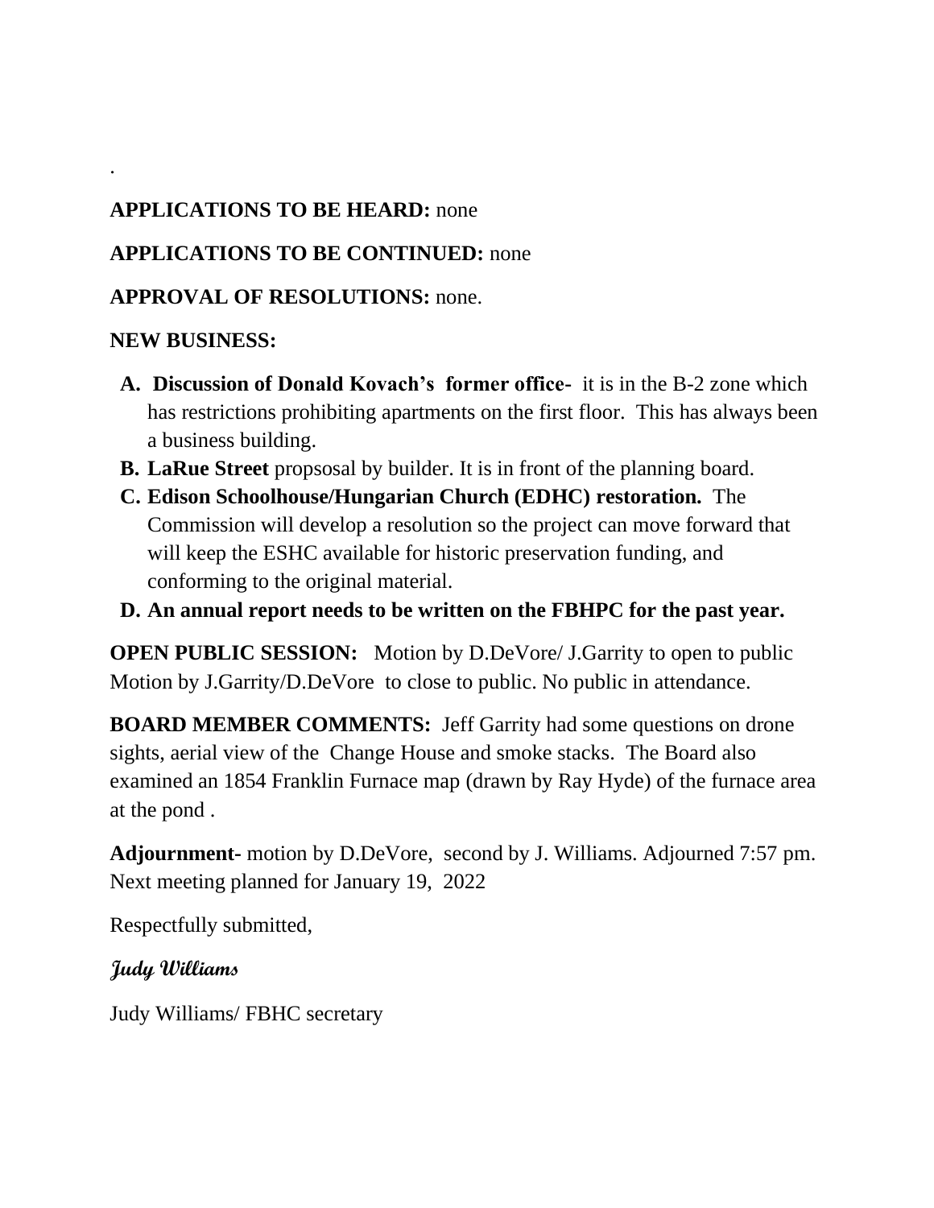.

**APPLICATIONS TO BE HEARD:** none

**APPLICATIONS TO BE CONTINUED:** none

**APPROVAL OF RESOLUTIONS:** none.

**NEW BUSINESS:**

A. **Discussion of Donald Kovach's former office-** it is in the B-2 zone which has restrictions prohibiting apartments on the first floor. This has always been a business building.
B. **LaRue Street** propsosal by builder. It is in front of the planning board.
C. **Edison Schoolhouse/Hungarian Church (EDHC) restoration.** The Commission will develop a resolution so the project can move forward that will keep the ESHC available for historic preservation funding, and conforming to the original material.
D. **An annual report needs to be written on the FBHPC for the past year.**

**OPEN PUBLIC SESSION:** Motion by D.DeVore/ J.Garrity to open to public Motion by J.Garrity/D.DeVore to close to public. No public in attendance.

**BOARD MEMBER COMMENTS:** Jeff Garrity had some questions on drone sights, aerial view of the Change House and smoke stacks. The Board also examined an 1854 Franklin Furnace map (drawn by Ray Hyde) of the furnace area at the pond .

**Adjournment-** motion by D.DeVore, second by J. Williams. Adjourned 7:57 pm. Next meeting planned for January 19, 2022

Respectfully submitted,

***Judy Williams***

Judy Williams/ FBHC secretary